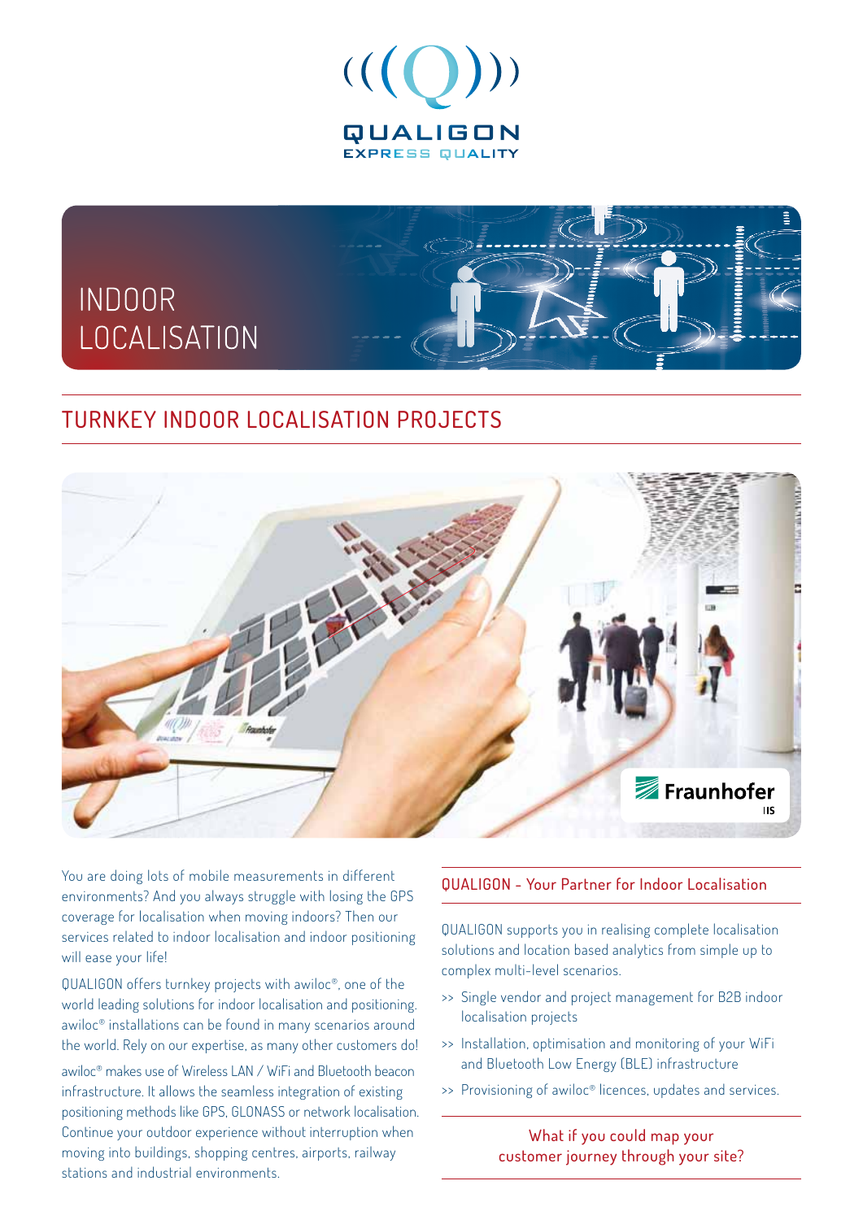QUALIGON
EXPRESS QUALITY

# INDOOR LOCALISATION

## TURNKEY INDOOR LOCALISATION PROJECTS

You are doing lots of mobile measurements in different environments? And you always struggle with losing the GPS coverage for localisation when moving indoors? Then our services related to indoor localisation and indoor positioning will ease your life!

QUALIGON offers turnkey projects with awiloc®, one of the world leading solutions for indoor localisation and positioning. awiloc® installations can be found in many scenarios around the world. Rely on our expertise, as many other customers do!

awiloc® makes use of Wireless LAN / WiFi and Bluetooth beacon infrastructure. It allows the seamless integration of existing positioning methods like GPS, GLONASS or network localisation. Continue your outdoor experience without interruption when moving into buildings, shopping centres, airports, railway stations and industrial environments.

### QUALIGON - Your Partner for Indoor Localisation

QUALIGON supports you in realising complete localisation solutions and location based analytics from simple up to complex multi-level scenarios.

- Single vendor and project management for B2B indoor localisation projects
- Installation, optimisation and monitoring of your WiFi and Bluetooth Low Energy (BLE) infrastructure
- Provisioning of awiloc® licences, updates and services.

What if you could map your customer journey through your site?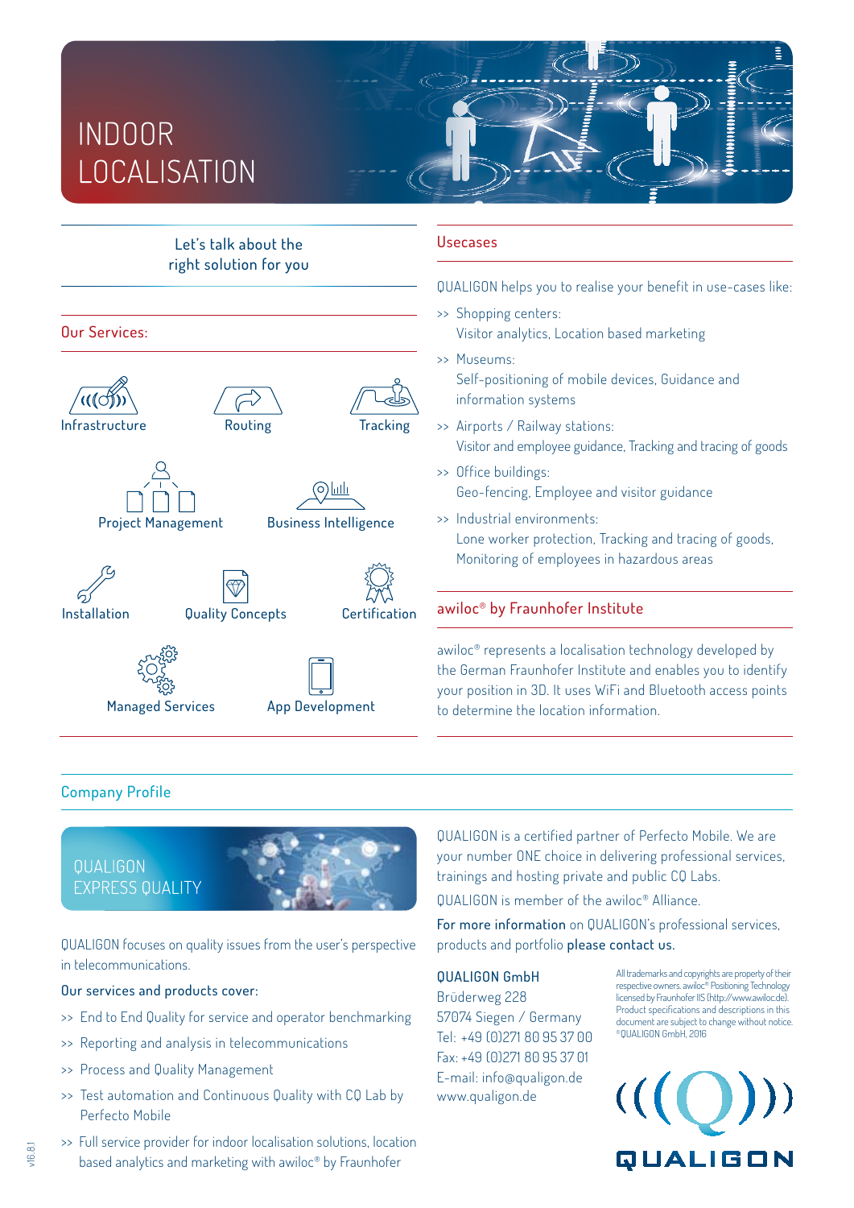# INDOOR LOCALISATION

Let's talk about the right solution for you

## Our Services:

Infrastructure

Routing

Tracking

Project Management

Business Intelligence

Installation

Quality Concepts

Certification

Managed Services

App Development

## Usecases

QUALIGON helps you to realise your benefit in use-cases like:

- >> Shopping centers:
  Visitor analytics, Location based marketing
- >> Museums:
  Self-positioning of mobile devices, Guidance and information systems
- >> Airports / Railway stations:
  Visitor and employee guidance, Tracking and tracing of goods
- >> Office buildings:
  Geo-fencing, Employee and visitor guidance
- >> Industrial environments:
  Lone worker protection, Tracking and tracing of goods, Monitoring of employees in hazardous areas

## awiloc® by Fraunhofer Institute

awiloc® represents a localisation technology developed by the German Fraunhofer Institute and enables you to identify your position in 3D. It uses WiFi and Bluetooth access points to determine the location information.

## Company Profile

QUALIGON
EXPRESS QUALITY

QUALIGON focuses on quality issues from the user's perspective in telecommunications.

Our services and products cover:

- >> End to End Quality for service and operator benchmarking
- >> Reporting and analysis in telecommunications
- >> Process and Quality Management
- >> Test automation and Continuous Quality with CQ Lab by Perfecto Mobile
- >> Full service provider for indoor localisation solutions, location based analytics and marketing with awiloc® by Fraunhofer

QUALIGON is a certified partner of Perfecto Mobile. We are your number ONE choice in delivering professional services, trainings and hosting private and public CQ Labs.

QUALIGON is member of the awiloc® Alliance.

**For more information** on QUALIGON's professional services, products and portfolio **please contact us.**

**QUALIGON GmbH**
Brüderweg 228
57074 Siegen / Germany
Tel: +49 (0)271 80 95 37 00
Fax: +49 (0)271 80 95 37 01
E-mail: info@qualigon.de
www.qualigon.de

All trademarks and copyrights are property of their respective owners. awiloc® Positioning Technology licensed by Fraunhofer IIS (http://www.awiloc.de). Product specifications and descriptions in this document are subject to change without notice. ©QUALIGON GmbH, 2016

QUALIGON

v16.8.1